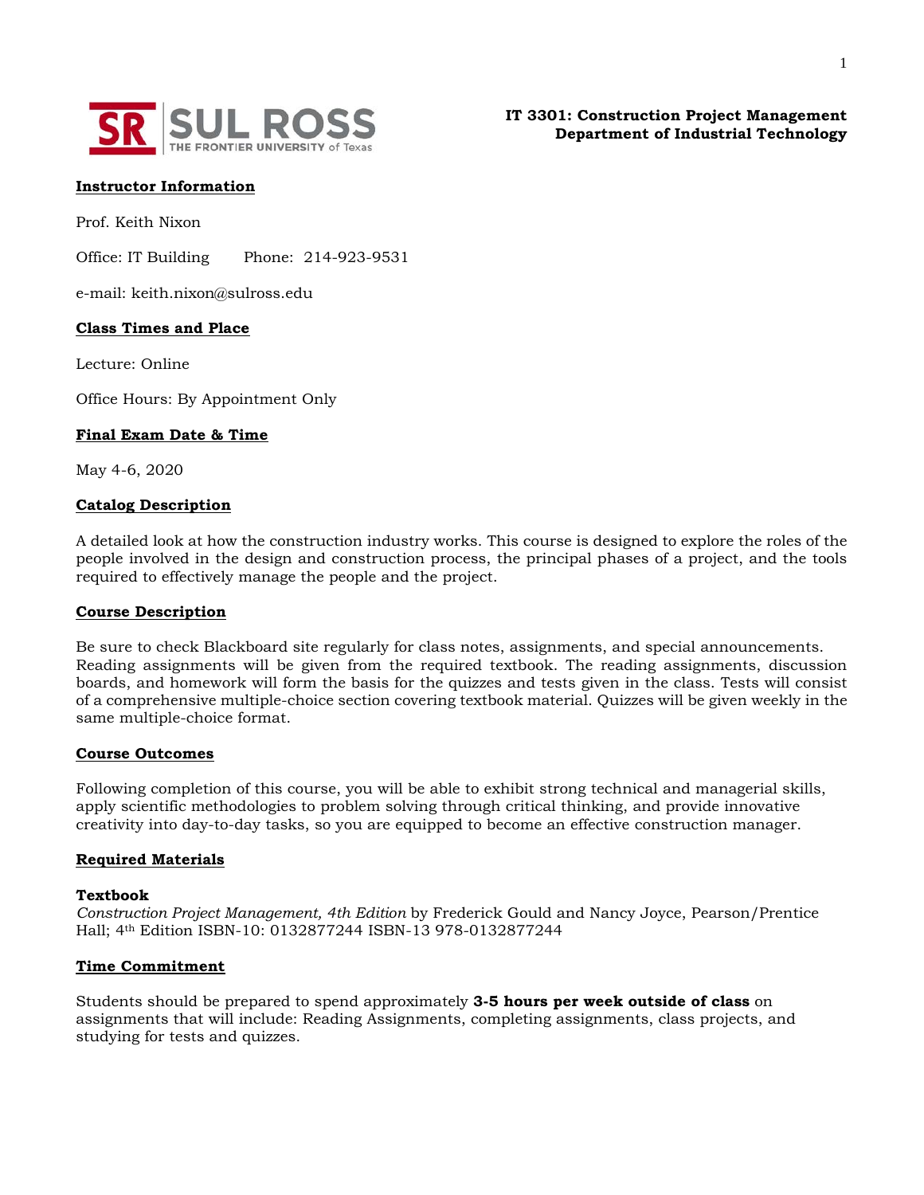**IT 3301: Construction Project Management**
**Department of Industrial Technology**

## Instructor Information

Prof. Keith Nixon

Office: IT Building    Phone: 214-923-9531

e-mail: keith.nixon@sulross.edu

## Class Times and Place

Lecture: Online

Office Hours: By Appointment Only

## Final Exam Date & Time

May 4-6, 2020

## Catalog Description

A detailed look at how the construction industry works. This course is designed to explore the roles of the people involved in the design and construction process, the principal phases of a project, and the tools required to effectively manage the people and the project.

## Course Description

Be sure to check Blackboard site regularly for class notes, assignments, and special announcements. Reading assignments will be given from the required textbook. The reading assignments, discussion boards, and homework will form the basis for the quizzes and tests given in the class. Tests will consist of a comprehensive multiple-choice section covering textbook material. Quizzes will be given weekly in the same multiple-choice format.

## Course Outcomes

Following completion of this course, you will be able to exhibit strong technical and managerial skills, apply scientific methodologies to problem solving through critical thinking, and provide innovative creativity into day-to-day tasks, so you are equipped to become an effective construction manager.

## Required Materials

### Textbook

*Construction Project Management, 4th Edition* by Frederick Gould and Nancy Joyce, Pearson/Prentice Hall; 4th Edition ISBN-10: 0132877244 ISBN-13 978-0132877244

## Time Commitment

Students should be prepared to spend approximately **3-5 hours per week outside of class** on assignments that will include: Reading Assignments, completing assignments, class projects, and studying for tests and quizzes.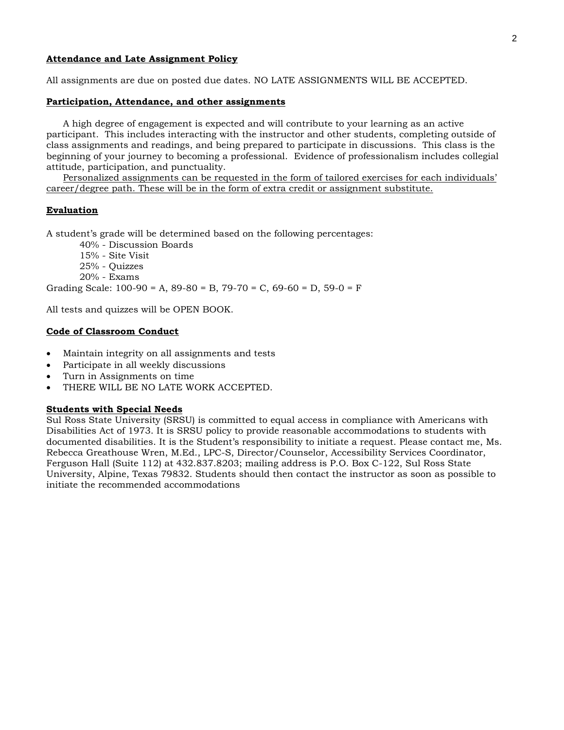**Attendance and Late Assignment Policy**

All assignments are due on posted due dates. NO LATE ASSIGNMENTS WILL BE ACCEPTED.

**Participation, Attendance, and other assignments**

A high degree of engagement is expected and will contribute to your learning as an active participant. This includes interacting with the instructor and other students, completing outside of class assignments and readings, and being prepared to participate in discussions. This class is the beginning of your journey to becoming a professional. Evidence of professionalism includes collegial attitude, participation, and punctuality.

<u>Personalized assignments can be requested in the form of tailored exercises for each individuals' career/degree path. These will be in the form of extra credit or assignment substitute.</u>

**Evaluation**

A student's grade will be determined based on the following percentages:

- 40% - Discussion Boards
- 15% - Site Visit
- 25% - Quizzes
- 20% - Exams

Grading Scale: 100-90 = A, 89-80 = B, 79-70 = C, 69-60 = D, 59-0 = F

All tests and quizzes will be OPEN BOOK.

**Code of Classroom Conduct**

- Maintain integrity on all assignments and tests
- Participate in all weekly discussions
- Turn in Assignments on time
- THERE WILL BE NO LATE WORK ACCEPTED.

**Students with Special Needs**

Sul Ross State University (SRSU) is committed to equal access in compliance with Americans with Disabilities Act of 1973. It is SRSU policy to provide reasonable accommodations to students with documented disabilities. It is the Student's responsibility to initiate a request. Please contact me, Ms. Rebecca Greathouse Wren, M.Ed., LPC-S, Director/Counselor, Accessibility Services Coordinator, Ferguson Hall (Suite 112) at 432.837.8203; mailing address is P.O. Box C-122, Sul Ross State University, Alpine, Texas 79832. Students should then contact the instructor as soon as possible to initiate the recommended accommodations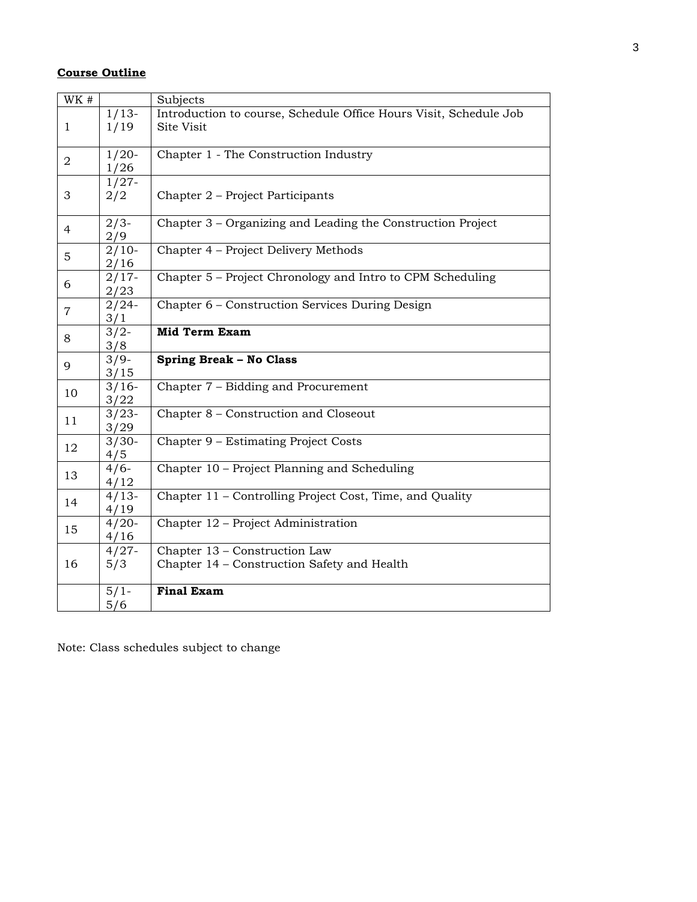**Course Outline**

| WK # | | Subjects |
|---|---|---|
| 1 | 1/13-1/19 | Introduction to course, Schedule Office Hours Visit, Schedule Job Site Visit |
| 2 | 1/20-1/26 | Chapter 1 - The Construction Industry |
| 3 | 1/27-2/2 | Chapter 2 – Project Participants |
| 4 | 2/3-2/9 | Chapter 3 – Organizing and Leading the Construction Project |
| 5 | 2/10-2/16 | Chapter 4 – Project Delivery Methods |
| 6 | 2/17-2/23 | Chapter 5 – Project Chronology and Intro to CPM Scheduling |
| 7 | 2/24-3/1 | Chapter 6 – Construction Services During Design |
| 8 | 3/2-3/8 | **Mid Term Exam** |
| 9 | 3/9-3/15 | **Spring Break – No Class** |
| 10 | 3/16-3/22 | Chapter 7 – Bidding and Procurement |
| 11 | 3/23-3/29 | Chapter 8 – Construction and Closeout |
| 12 | 3/30-4/5 | Chapter 9 – Estimating Project Costs |
| 13 | 4/6-4/12 | Chapter 10 – Project Planning and Scheduling |
| 14 | 4/13-4/19 | Chapter 11 – Controlling Project Cost, Time, and Quality |
| 15 | 4/20-4/16 | Chapter 12 – Project Administration |
| 16 | 4/27-5/3 | Chapter 13 – Construction Law<br>Chapter 14 – Construction Safety and Health |
| | 5/1-5/6 | **Final Exam** |

Note: Class schedules subject to change